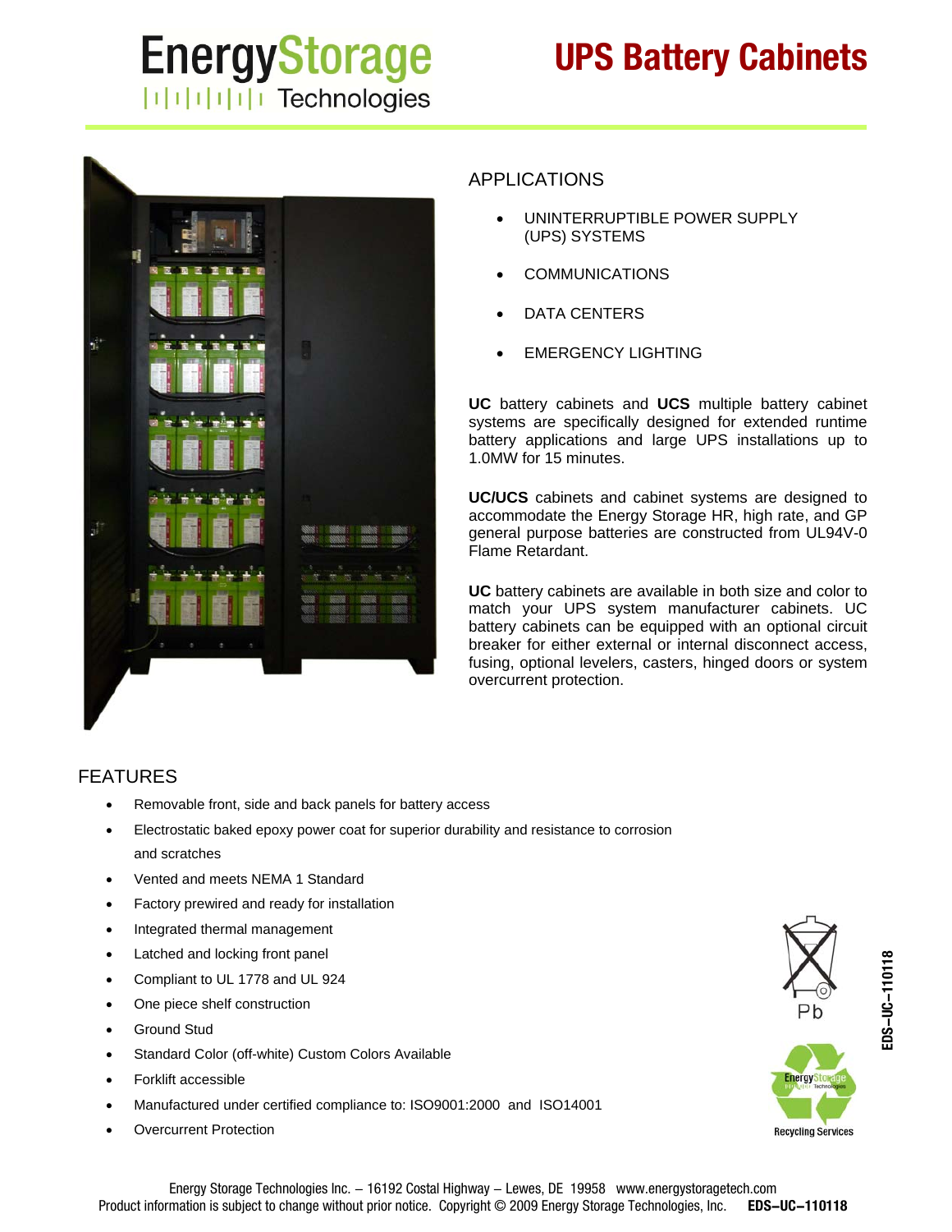# EnergyStorage Technologies

# UPS Battery Cabinets

## APPLICATIONS

- UNINTERRUPTIBLE POWER SUPPLY (UPS) SYSTEMS
- COMMUNICATIONS
- DATA CENTERS
- EMERGENCY LIGHTING

**UC** battery cabinets and **UCS** multiple battery cabinet systems are specifically designed for extended runtime battery applications and large UPS installations up to 1.0MW for 15 minutes.

**UC/UCS** cabinets and cabinet systems are designed to accommodate the Energy Storage HR, high rate, and GP general purpose batteries are constructed from UL94V-0 Flame Retardant.

**UC** battery cabinets are available in both size and color to match your UPS system manufacturer cabinets. UC battery cabinets can be equipped with an optional circuit breaker for either external or internal disconnect access, fusing, optional levelers, casters, hinged doors or system overcurrent protection.

## FEATURES

- Removable front, side and back panels for battery access
- Electrostatic baked epoxy power coat for superior durability and resistance to corrosion and scratches
- Vented and meets NEMA 1 Standard
- Factory prewired and ready for installation
- Integrated thermal management
- Latched and locking front panel
- Compliant to UL 1778 and UL 924
- One piece shelf construction
- Ground Stud
- Standard Color (off-white) Custom Colors Available
- Forklift accessible
- Manufactured under certified compliance to: ISO9001:2000 and ISO14001
- Overcurrent Protection

Pb

Recycling Services

EDS–UC–110118

Energy Storage Technologies Inc. – 16192 Costal Highway – Lewes, DE 19958 www.energystoragetech.com
Product information is subject to change without prior notice. Copyright © 2009 Energy Storage Technologies, Inc. **EDS–UC–110118**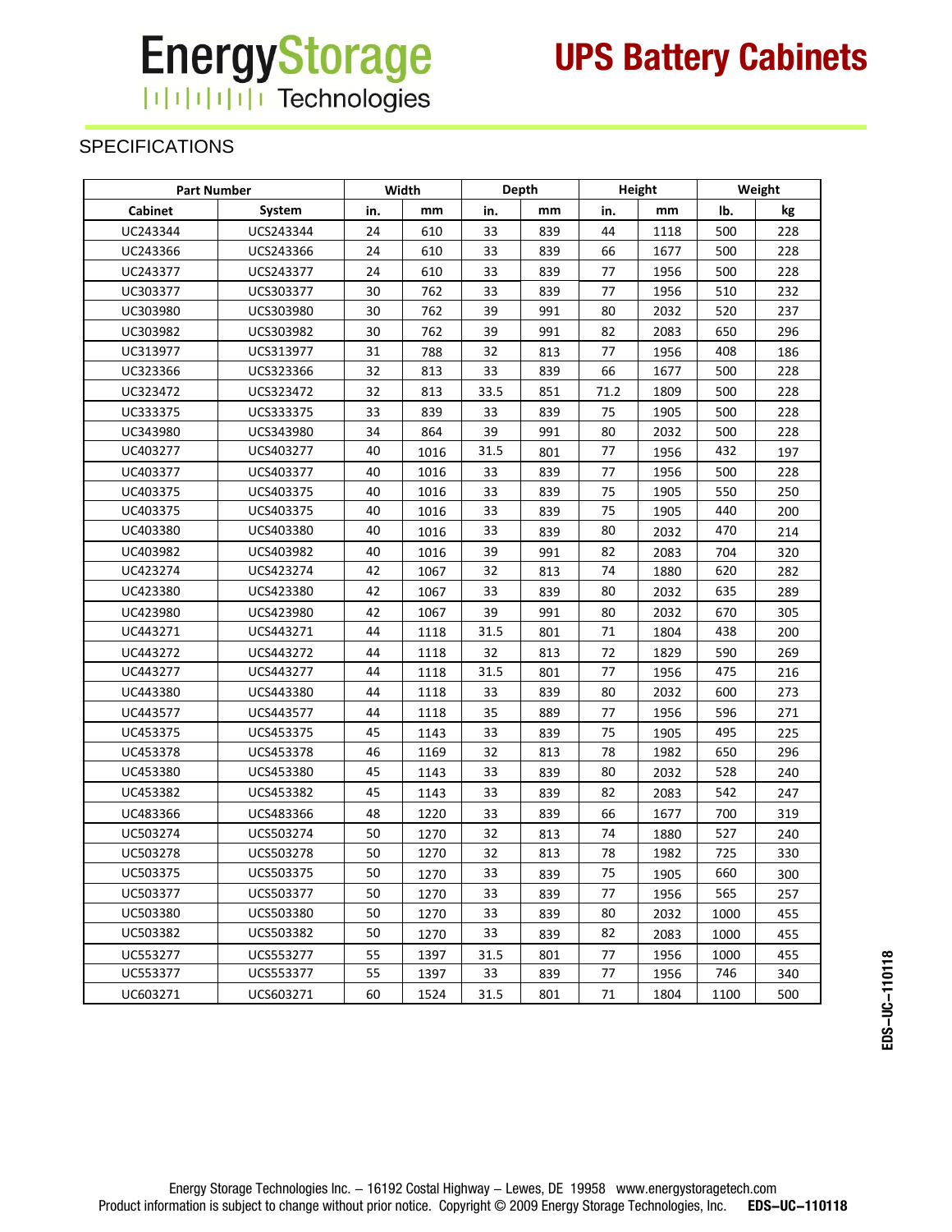## SPECIFICATIONS

| Part Number | | Width | | Depth | | Height | | Weight | |
|---|---|---|---|---|---|---|---|---|---|
| Cabinet | System | in. | mm | in. | mm | in. | mm | lb. | kg |
| UC243344 | UCS243344 | 24 | 610 | 33 | 839 | 44 | 1118 | 500 | 228 |
| UC243366 | UCS243366 | 24 | 610 | 33 | 839 | 66 | 1677 | 500 | 228 |
| UC243377 | UCS243377 | 24 | 610 | 33 | 839 | 77 | 1956 | 500 | 228 |
| UC303377 | UCS303377 | 30 | 762 | 33 | 839 | 77 | 1956 | 510 | 232 |
| UC303980 | UCS303980 | 30 | 762 | 39 | 991 | 80 | 2032 | 520 | 237 |
| UC303982 | UCS303982 | 30 | 762 | 39 | 991 | 82 | 2083 | 650 | 296 |
| UC313977 | UCS313977 | 31 | 788 | 32 | 813 | 77 | 1956 | 408 | 186 |
| UC323366 | UCS323366 | 32 | 813 | 33 | 839 | 66 | 1677 | 500 | 228 |
| UC323472 | UCS323472 | 32 | 813 | 33.5 | 851 | 71.2 | 1809 | 500 | 228 |
| UC333375 | UCS333375 | 33 | 839 | 33 | 839 | 75 | 1905 | 500 | 228 |
| UC343980 | UCS343980 | 34 | 864 | 39 | 991 | 80 | 2032 | 500 | 228 |
| UC403277 | UCS403277 | 40 | 1016 | 31.5 | 801 | 77 | 1956 | 432 | 197 |
| UC403377 | UCS403377 | 40 | 1016 | 33 | 839 | 77 | 1956 | 500 | 228 |
| UC403375 | UCS403375 | 40 | 1016 | 33 | 839 | 75 | 1905 | 550 | 250 |
| UC403375 | UCS403375 | 40 | 1016 | 33 | 839 | 75 | 1905 | 440 | 200 |
| UC403380 | UCS403380 | 40 | 1016 | 33 | 839 | 80 | 2032 | 470 | 214 |
| UC403982 | UCS403982 | 40 | 1016 | 39 | 991 | 82 | 2083 | 704 | 320 |
| UC423274 | UCS423274 | 42 | 1067 | 32 | 813 | 74 | 1880 | 620 | 282 |
| UC423380 | UCS423380 | 42 | 1067 | 33 | 839 | 80 | 2032 | 635 | 289 |
| UC423980 | UCS423980 | 42 | 1067 | 39 | 991 | 80 | 2032 | 670 | 305 |
| UC443271 | UCS443271 | 44 | 1118 | 31.5 | 801 | 71 | 1804 | 438 | 200 |
| UC443272 | UCS443272 | 44 | 1118 | 32 | 813 | 72 | 1829 | 590 | 269 |
| UC443277 | UCS443277 | 44 | 1118 | 31.5 | 801 | 77 | 1956 | 475 | 216 |
| UC443380 | UCS443380 | 44 | 1118 | 33 | 839 | 80 | 2032 | 600 | 273 |
| UC443577 | UCS443577 | 44 | 1118 | 35 | 889 | 77 | 1956 | 596 | 271 |
| UC453375 | UCS453375 | 45 | 1143 | 33 | 839 | 75 | 1905 | 495 | 225 |
| UC453378 | UCS453378 | 46 | 1169 | 32 | 813 | 78 | 1982 | 650 | 296 |
| UC453380 | UCS453380 | 45 | 1143 | 33 | 839 | 80 | 2032 | 528 | 240 |
| UC453382 | UCS453382 | 45 | 1143 | 33 | 839 | 82 | 2083 | 542 | 247 |
| UC483366 | UCS483366 | 48 | 1220 | 33 | 839 | 66 | 1677 | 700 | 319 |
| UC503274 | UCS503274 | 50 | 1270 | 32 | 813 | 74 | 1880 | 527 | 240 |
| UC503278 | UCS503278 | 50 | 1270 | 32 | 813 | 78 | 1982 | 725 | 330 |
| UC503375 | UCS503375 | 50 | 1270 | 33 | 839 | 75 | 1905 | 660 | 300 |
| UC503377 | UCS503377 | 50 | 1270 | 33 | 839 | 77 | 1956 | 565 | 257 |
| UC503380 | UCS503380 | 50 | 1270 | 33 | 839 | 80 | 2032 | 1000 | 455 |
| UC503382 | UCS503382 | 50 | 1270 | 33 | 839 | 82 | 2083 | 1000 | 455 |
| UC553277 | UCS553277 | 55 | 1397 | 31.5 | 801 | 77 | 1956 | 1000 | 455 |
| UC553377 | UCS553377 | 55 | 1397 | 33 | 839 | 77 | 1956 | 746 | 340 |
| UC603271 | UCS603271 | 60 | 1524 | 31.5 | 801 | 71 | 1804 | 1100 | 500 |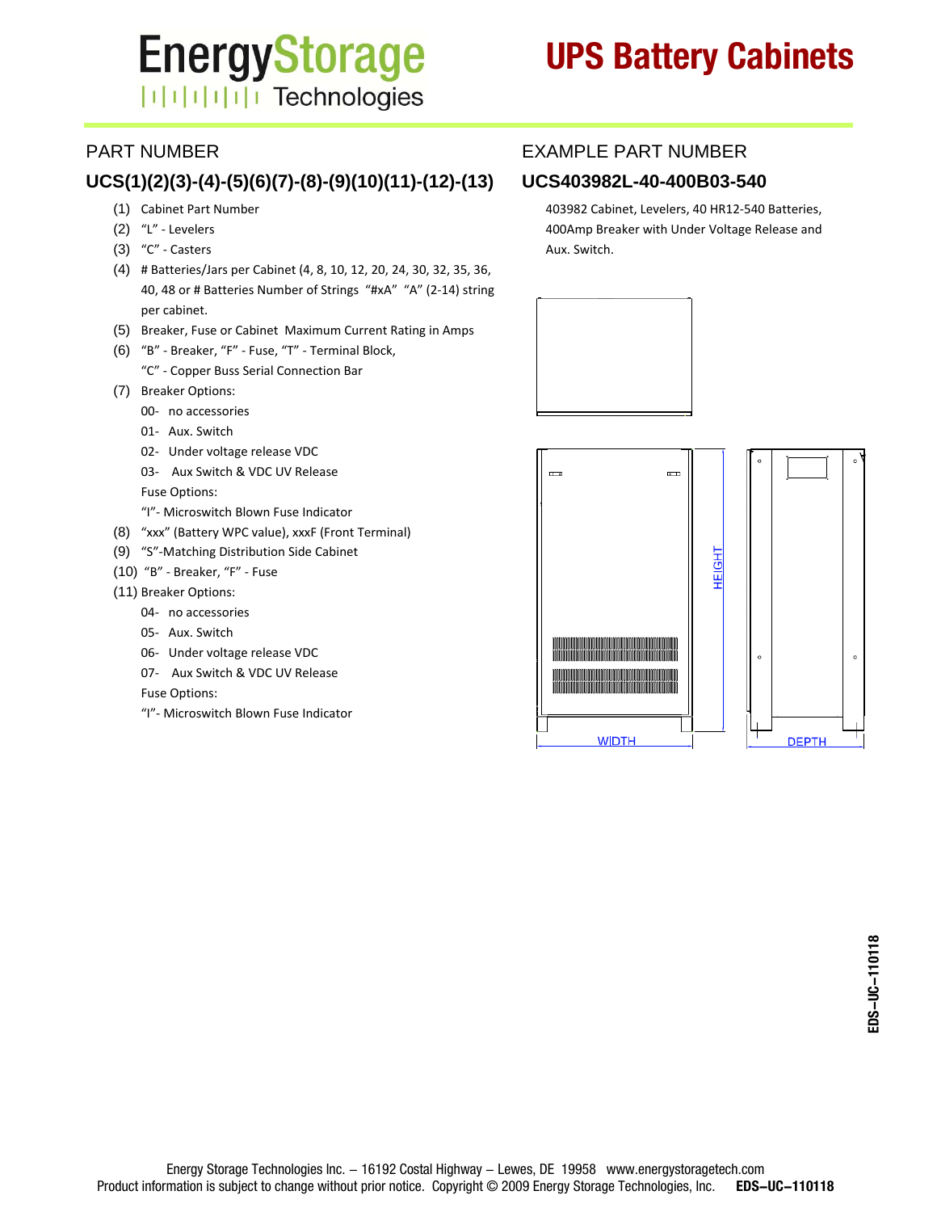# EnergyStorage Technologies

# UPS Battery Cabinets

## PART NUMBER

### UCS(1)(2)(3)-(4)-(5)(6)(7)-(8)-(9)(10)(11)-(12)-(13)

(1) Cabinet Part Number
(2) “L” - Levelers
(3) “C” - Casters
(4) # Batteries/Jars per Cabinet (4, 8, 10, 12, 20, 24, 30, 32, 35, 36, 40, 48 or # Batteries Number of Strings “#xA” “A” (2-14) string per cabinet.
(5) Breaker, Fuse or Cabinet Maximum Current Rating in Amps
(6) “B” - Breaker, “F” - Fuse, “T” - Terminal Block, “C” - Copper Buss Serial Connection Bar
(7) Breaker Options:
 00- no accessories
 01- Aux. Switch
 02- Under voltage release VDC
 03- Aux Switch & VDC UV Release
 Fuse Options:
 “I”- Microswitch Blown Fuse Indicator
(8) “xxx” (Battery WPC value), xxxF (Front Terminal)
(9) “S”-Matching Distribution Side Cabinet
(10) “B” - Breaker, “F” - Fuse
(11) Breaker Options:
 04- no accessories
 05- Aux. Switch
 06- Under voltage release VDC
 07- Aux Switch & VDC UV Release
 Fuse Options:
 “I”- Microswitch Blown Fuse Indicator

## EXAMPLE PART NUMBER

### UCS403982L-40-400B03-540

403982 Cabinet, Levelers, 40 HR12-540 Batteries, 400Amp Breaker with Under Voltage Release and Aux. Switch.

HEIGHT

WIDTH

DEPTH

EDS–UC–110118

Energy Storage Technologies Inc. – 16192 Costal Highway – Lewes, DE 19958 www.energystoragetech.com
Product information is subject to change without prior notice. Copyright © 2009 Energy Storage Technologies, Inc. **EDS–UC–110118**